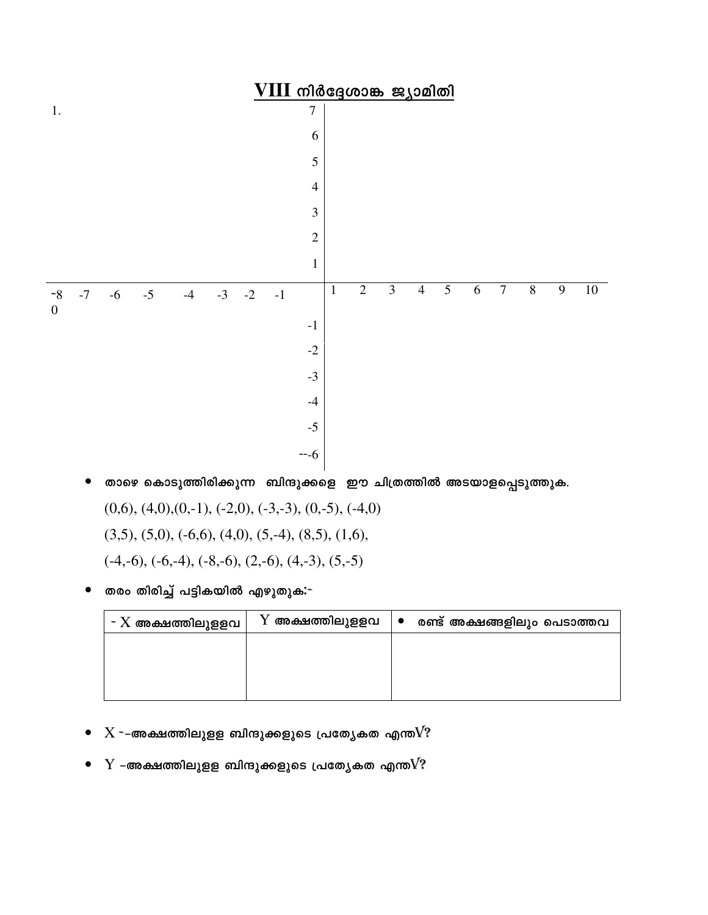# VIII നിർദ്ദേശാങ്ക ജ്യാമിതി

1.

- താഴെ കൊടുത്തിരിക്കുന്ന ബിന്ദുക്കളെ ഈ ചിത്രത്തിൽ അടയാളപ്പെടുത്തുക.

  (0,6), (4,0),(0,-1), (-2,0), (-3,-3), (0,-5), (-4,0)

  (3,5), (5,0), (-6,6), (4,0), (5,-4), (8,5), (1,6),

  (-4,-6), (-6,-4), (-8,-6), (2,-6), (4,-3), (5,-5)

- തരം തിരിച്ച് പട്ടികയിൽ എഴുതുക:-

| X അക്ഷത്തിലുളളവ | Y അക്ഷത്തിലുളളവ | രണ്ട് അക്ഷങ്ങളിലും പെടാത്തവ |
|---|---|---|
| | | |

- X –അക്ഷത്തിലുളള ബിന്ദുക്കളുടെ പ്രത്യേകത എന്ത്?
- Y –അക്ഷത്തിലുളള ബിന്ദുക്കളുടെ പ്രത്യേകത എന്ത്?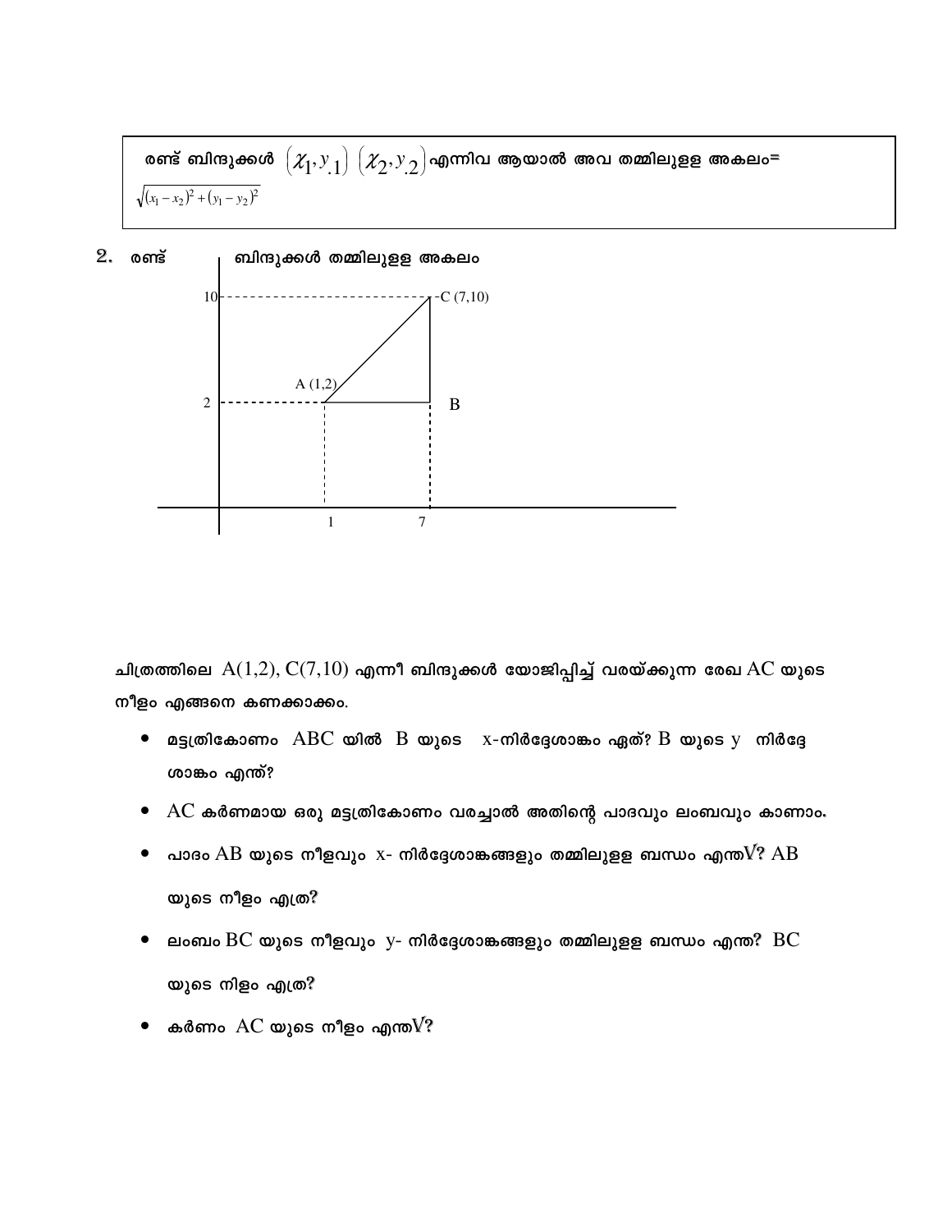> രണ്ട് ബിന്ദുക്കൾ $(x_1, y_1)$ $(x_2, y_2)$ എന്നിവ ആയാൽ അവ തമ്മിലുള്ള അകലം= $\sqrt{(x_1 - x_2)^2 + (y_1 - y_2)^2}$

**2.** രണ്ട് ബിന്ദുക്കൾ തമ്മിലുള്ള അകലം

ചിത്രത്തിലെ $A(1,2)$, $C(7,10)$ എന്നീ ബിന്ദുക്കൾ യോജിപ്പിച്ച് വരയ്ക്കുന്ന രേഖ $AC$ യുടെ നീളം എങ്ങനെ കണക്കാക്കാം.

- മട്ടത്രികോണം $ABC$ യിൽ $B$ യുടെ x-നിർദ്ദേശാങ്കം ഏത്? $B$ യുടെ $y$ നിർദ്ദേശാങ്കം എന്ത്?
- $AC$ കർണമായ ഒരു മട്ടത്രികോണം വരച്ചാൽ അതിന്റെ പാദവും ലംബവും കാണാം.
- പാദം $AB$ യുടെ നീളവും x- നിർദ്ദേശാങ്കങ്ങളും തമ്മിലുള്ള ബന്ധം എന്ത്? $AB$ യുടെ നീളം എത്ര?
- ലംബം $BC$ യുടെ നീളവും y- നിർദ്ദേശാങ്കങ്ങളും തമ്മിലുള്ള ബന്ധം എന്ത്? $BC$ യുടെ നിളം എത്ര?
- കർണം $AC$ യുടെ നീളം എന്ത്?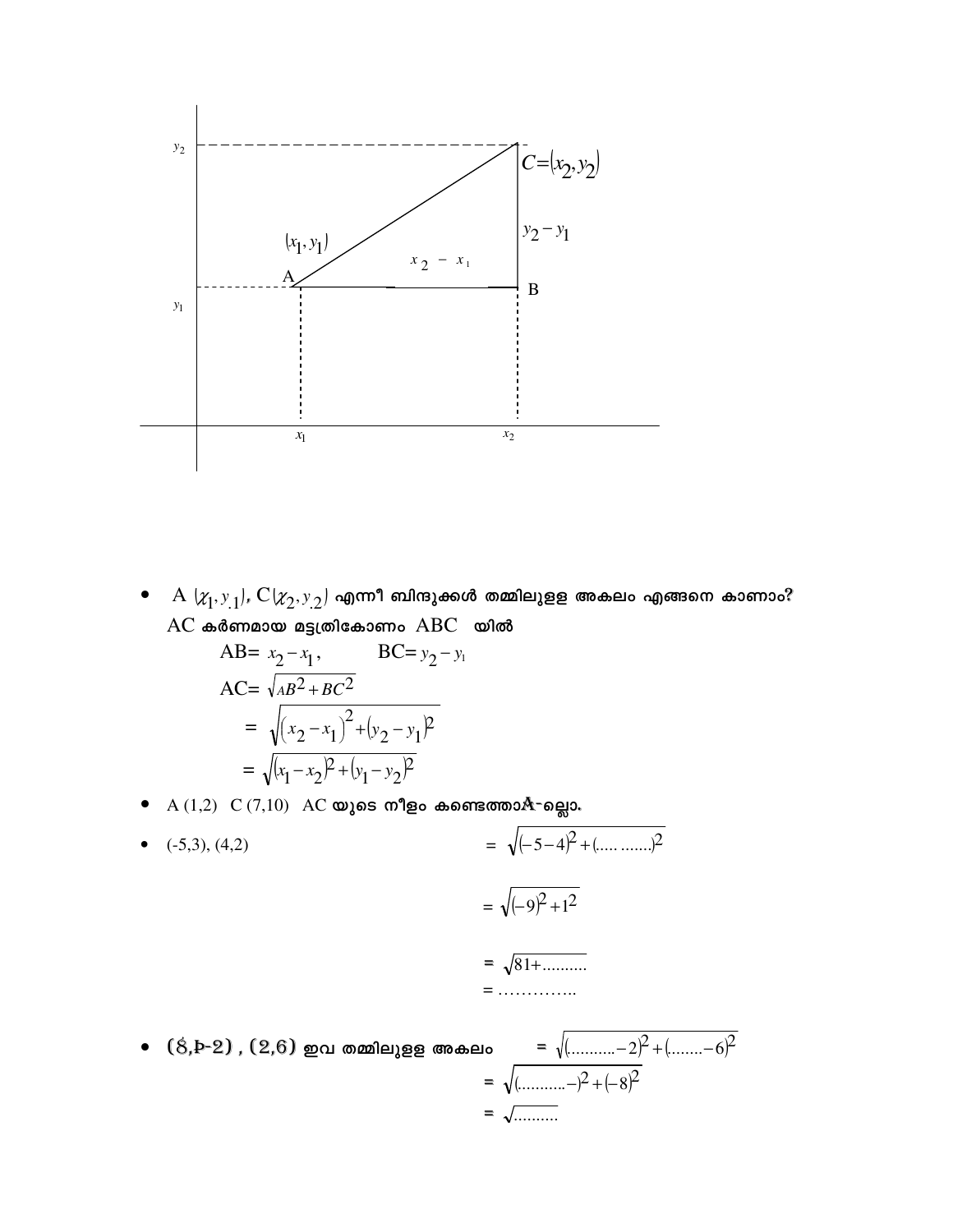- A $(x_1, y_1)$, C $(x_2, y_2)$ എന്നീ ബിന്ദുക്കൾ തമ്മിലുള്ള അകലം എങ്ങനെ കാണാം?

  AC കർണമായ മട്ടത്രികോണം ABC യിൽ

  AB= $x_2 - x_1$, BC= $y_2 - y_1$

  AC= $\sqrt{AB^2 + BC^2}$

  $= \sqrt{(x_2 - x_1)^2 + (y_2 - y_1)^2}$

  $= \sqrt{(x_1 - x_2)^2 + (y_1 - y_2)^2}$

- A (1,2) C (7,10) AC യുടെ നീളം കണ്ടെത്താമല്ലോ.

- (-5,3), (4,2) $= \sqrt{(-5-4)^2 + (\text{..... .......})^2}$

  $= \sqrt{(-9)^2 + 1^2}$

  $= \sqrt{81 + \text{..........}}$

  = ……………..

- (8,-2) , (2,6) ഇവ തമ്മിലുള്ള അകലം $= \sqrt{(\text{..........} - 2)^2 + (\text{........} - 6)^2}$

  $= \sqrt{(\text{...........} - )^2 + (-8)^2}$

  $= \sqrt{\text{..........}}$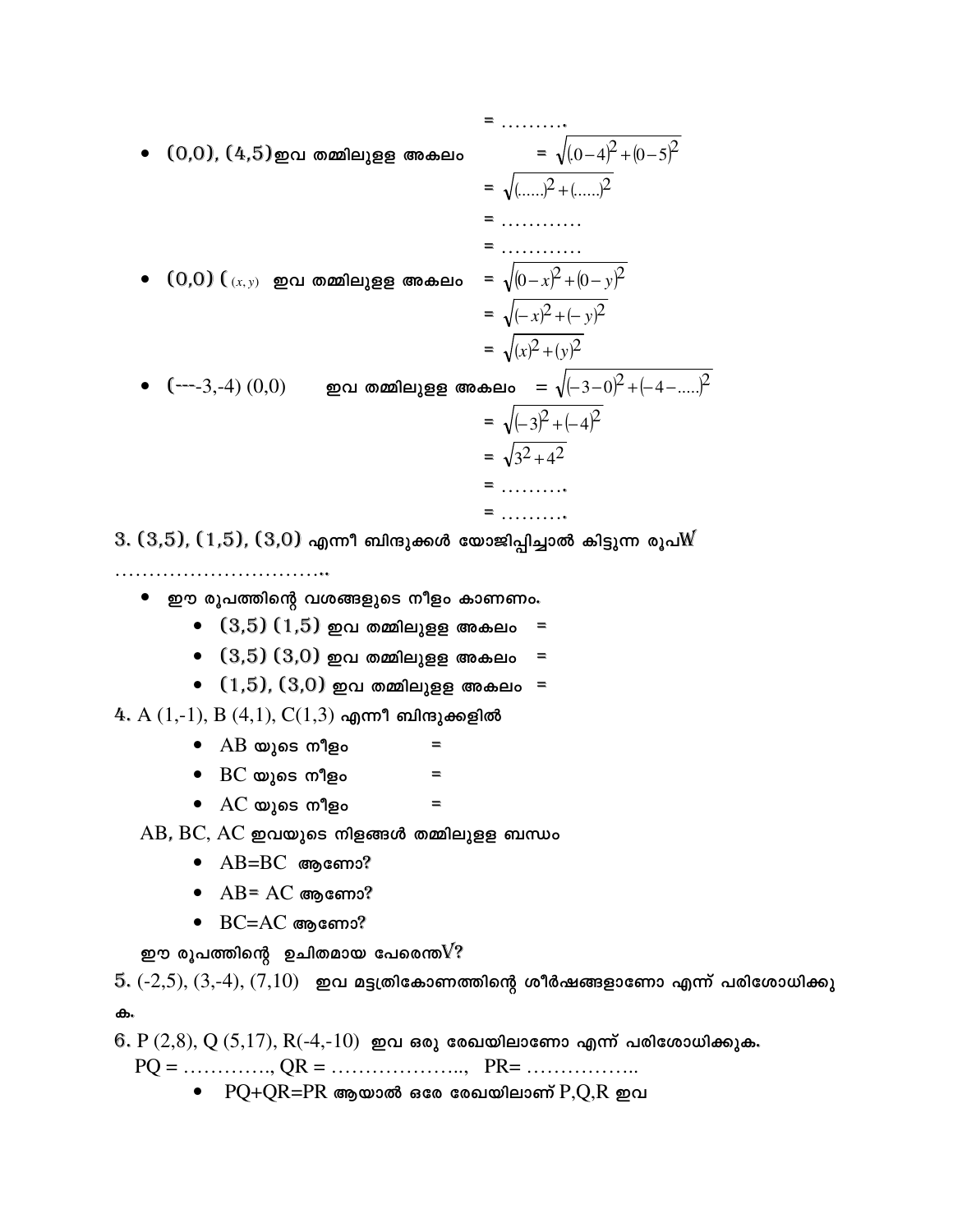= ……….

- (0,0), (4,5) ഇവ തമ്മിലുള്ള അകലം $= \sqrt{(0-4)^2+(0-5)^2}$

$= \sqrt{(.....)^2+(.....)^2}$

= …………

= …………

- (0,0) ( $(x, y)$ ഇവ തമ്മിലുള്ള അകലം $= \sqrt{(0-x)^2+(0-y)^2}$

$= \sqrt{(-x)^2+(-y)^2}$

$= \sqrt{(x)^2+(y)^2}$

- (---3,-4) (0,0) ഇവ തമ്മിലുള്ള അകലം $= \sqrt{(-3-0)^2+(-4-.....)^2}$

$= \sqrt{(-3)^2+(-4)^2}$

$= \sqrt{3^2+4^2}$

= ……….

= ……….

3. (3,5), (1,5), (3,0) എന്നീ ബിന്ദുക്കൾ യോജിപ്പിച്ചാൽ കിട്ടുന്ന രൂപW

……………………………..

- ഈ രൂപത്തിന്റെ വശങ്ങളുടെ നീളം കാണണം.
  - (3,5) (1,5) ഇവ തമ്മിലുള്ള അകലം =
  - (3,5) (3,0) ഇവ തമ്മിലുള്ള അകലം =
  - (1,5), (3,0) ഇവ തമ്മിലുള്ള അകലം =

4. A (1,-1), B (4,1), C(1,3) എന്നീ ബിന്ദുക്കളിൽ

  - AB യുടെ നീളം =
  - BC യുടെ നീളം =
  - AC യുടെ നീളം =

AB, BC, AC ഇവയുടെ നിളങ്ങൾ തമ്മിലുള്ള ബന്ധം

  - AB=BC ആണോ?
  - AB= AC ആണോ?
  - BC=AC ആണോ?

ഈ രൂപത്തിന്റെ ഉചിതമായ പേരെന്തV?

5. (-2,5), (3,-4), (7,10) ഇവ മട്ടത്രികോണത്തിന്റെ ശീർഷങ്ങളാണോ എന്ന് പരിശോധിക്കുക.

6. P (2,8), Q (5,17), R(-4,-10) ഇവ ഒരു രേഖയിലാണോ എന്ന് പരിശോധിക്കുക.

PQ = …………., QR = ………………..., PR= ……………..

  - PQ+QR=PR ആയാൽ ഒരേ രേഖയിലാണ് P,Q,R ഇവ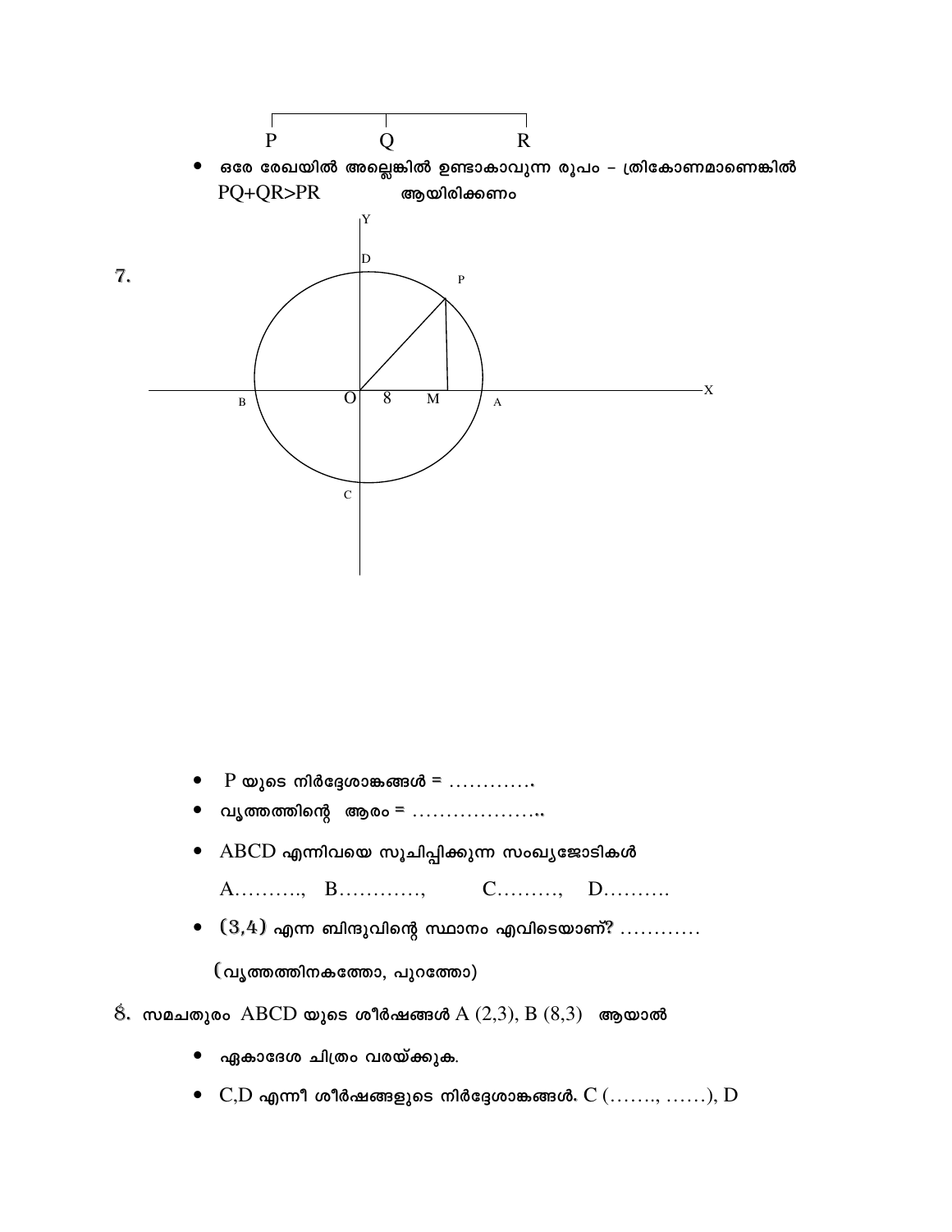P Q R

- ഒരേ രേഖയിൽ അല്ലെങ്കിൽ ഉണ്ടാകാവുന്ന രൂപം – ത്രികോണമാണെങ്കിൽ $PQ+QR>PR$ ആയിരിക്കണം

**7.**

- P യുടെ നിർദ്ദേശാങ്കങ്ങൾ = ............
- വൃത്തത്തിന്റെ ആരം = ..................
- ABCD എന്നിവയെ സൂചിപ്പിക്കുന്ന സംഖ്യജോടികൾ

  A.........., B............, C........., D..........
- (3,4) എന്ന ബിന്ദുവിന്റെ സ്ഥാനം എവിടെയാണ്? ............

  (വൃത്തത്തിനകത്തോ, പുറത്തോ)

**8.** സമചതുരം ABCD യുടെ ശീർഷങ്ങൾ A (2,3), B (8,3) ആയാൽ

- ഏകാദേശ ചിത്രം വരയ്ക്കുക.
- C,D എന്നീ ശീർഷങ്ങളുടെ നിർദ്ദേശാങ്കങ്ങൾ. C (......., ......), D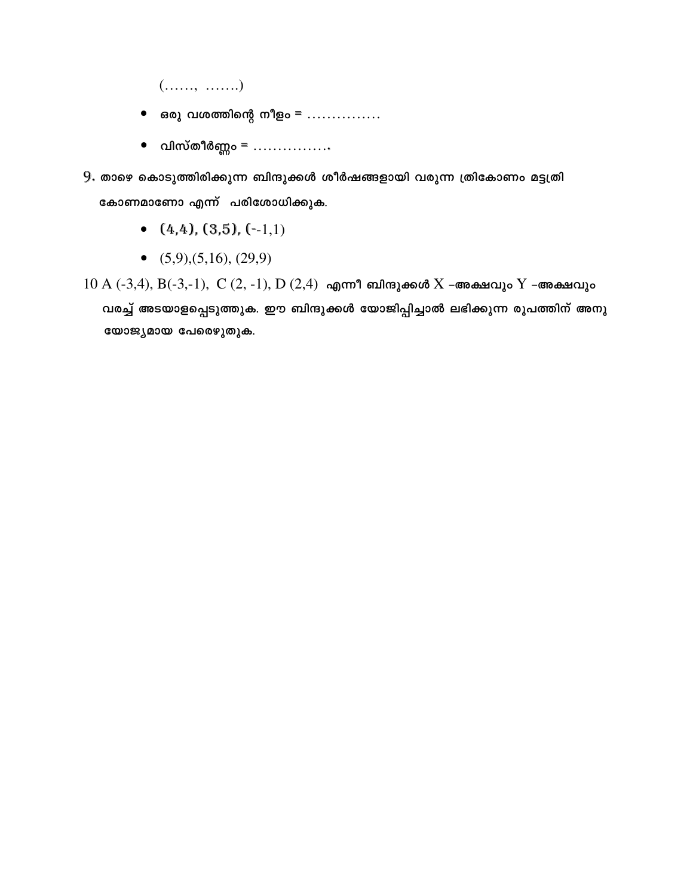(……, …….)

- ഒരു വശത്തിന്റെ നീളം = ……………
- വിസ്തീർണ്ണം = …………….

9. താഴെ കൊടുത്തിരിക്കുന്ന ബിന്ദുക്കൾ ശീർഷങ്ങളായി വരുന്ന ത്രികോണം മട്ടത്രി കോണമാണോ എന്ന് പരിശോധിക്കുക.

- (4,4), (3,5), (--1,1)
- (5,9),(5,16), (29,9)

10 A (-3,4), B(-3,-1), C (2, -1), D (2,4) എന്നീ ബിന്ദുക്കൾ X –അക്ഷവും Y –അക്ഷവും വരച്ച് അടയാളപ്പെടുത്തുക. ഈ ബിന്ദുക്കൾ യോജിപ്പിച്ചാൽ ലഭിക്കുന്ന രൂപത്തിന് അനു യോജ്യമായ പേരെഴുതുക.